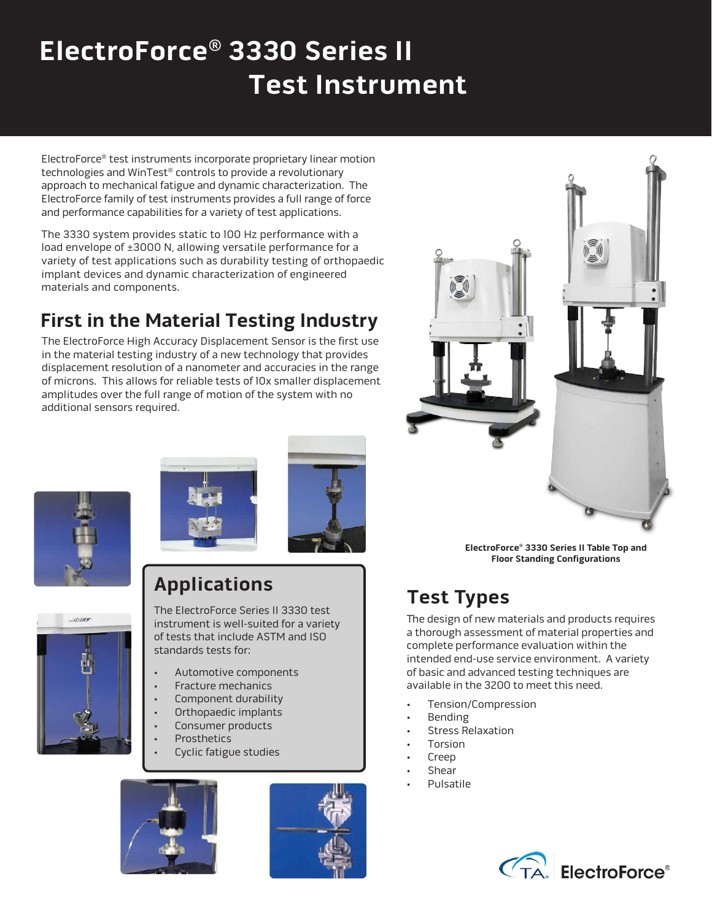# ElectroForce® 3330 Series II Test Instrument

ElectroForce® test instruments incorporate proprietary linear motion technologies and WinTest® controls to provide a revolutionary approach to mechanical fatigue and dynamic characterization. The ElectroForce family of test instruments provides a full range of force and performance capabilities for a variety of test applications.

The 3330 system provides static to 100 Hz performance with a load envelope of ±3000 N, allowing versatile performance for a variety of test applications such as durability testing of orthopaedic implant devices and dynamic characterization of engineered materials and components.

## First in the Material Testing Industry

The ElectroForce High Accuracy Displacement Sensor is the first use in the material testing industry of a new technology that provides displacement resolution of a nanometer and accuracies in the range of microns. This allows for reliable tests of 10x smaller displacement amplitudes over the full range of motion of the system with no additional sensors required.

## Applications

The ElectroForce Series II 3330 test instrument is well-suited for a variety of tests that include ASTM and ISO standards tests for:

- Automotive components
- Fracture mechanics
- Component durability
- Orthopaedic implants
- Consumer products
- Prosthetics
- Cyclic fatigue studies

**ElectroForce® 3330 Series II Table Top and Floor Standing Configurations**

## Test Types

The design of new materials and products requires a thorough assessment of material properties and complete performance evaluation within the intended end-use service environment. A variety of basic and advanced testing techniques are available in the 3200 to meet this need.

- Tension/Compression
- Bending
- Stress Relaxation
- Torsion
- Creep
- Shear
- Pulsatile

TA ElectroForce®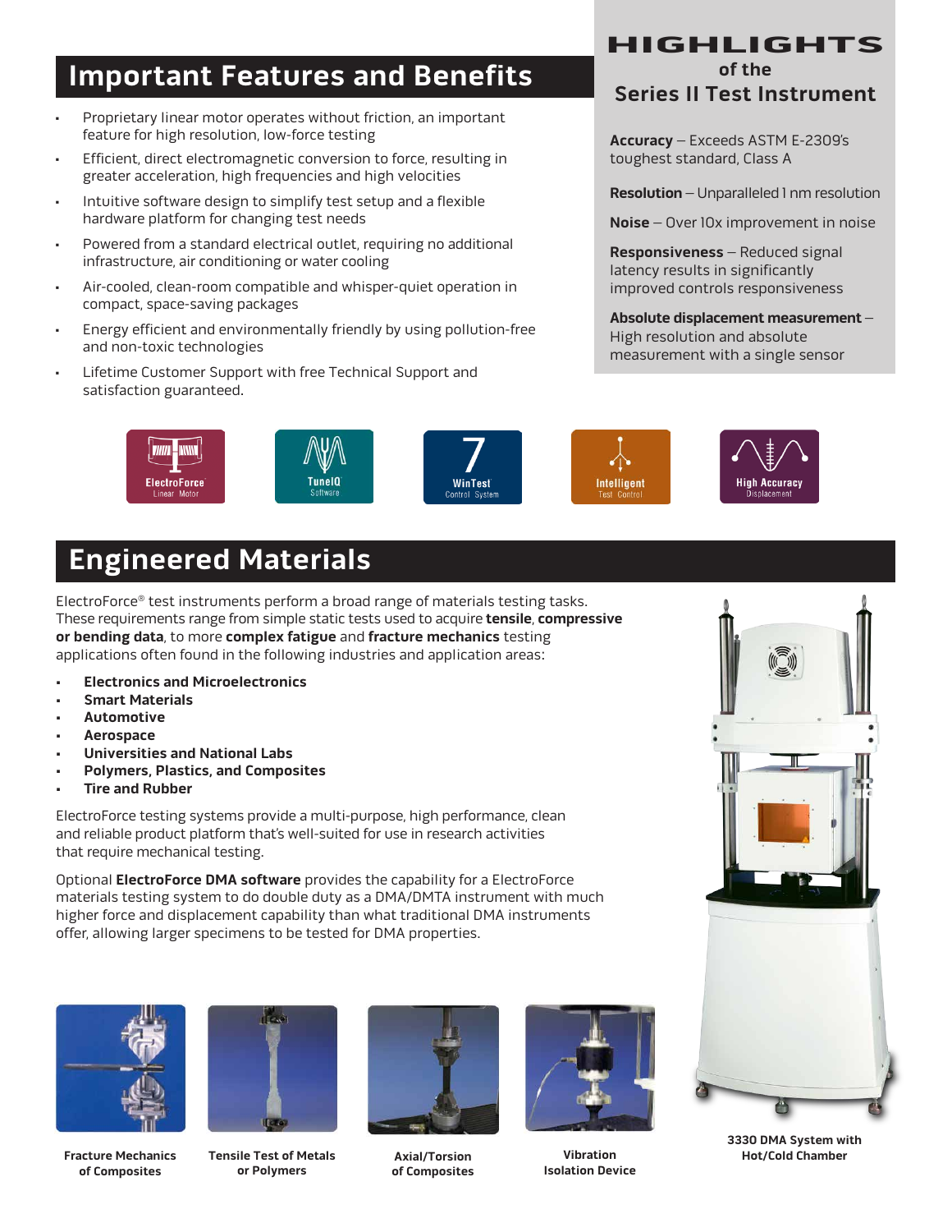## Important Features and Benefits

- Proprietary linear motor operates without friction, an important feature for high resolution, low-force testing
- Efficient, direct electromagnetic conversion to force, resulting in greater acceleration, high frequencies and high velocities
- Intuitive software design to simplify test setup and a flexible hardware platform for changing test needs
- Powered from a standard electrical outlet, requiring no additional infrastructure, air conditioning or water cooling
- Air-cooled, clean-room compatible and whisper-quiet operation in compact, space-saving packages
- Energy efficient and environmentally friendly by using pollution-free and non-toxic technologies
- Lifetime Customer Support with free Technical Support and satisfaction guaranteed.

## HIGHLIGHTS of the Series II Test Instrument

**Accuracy** – Exceeds ASTM E-2309's toughest standard, Class A

**Resolution** – Unparalleled 1 nm resolution

**Noise** – Over 10x improvement in noise

**Responsiveness** – Reduced signal latency results in significantly improved controls responsiveness

**Absolute displacement measurement** – High resolution and absolute measurement with a single sensor

ElectroForce Linear Motor | TuneIQ Software | WinTest Control System | Intelligent Test Control | High Accuracy Displacement

## Engineered Materials

ElectroForce® test instruments perform a broad range of materials testing tasks. These requirements range from simple static tests used to acquire **tensile**, **compressive or bending data**, to more **complex fatigue** and **fracture mechanics** testing applications often found in the following industries and application areas:

- **Electronics and Microelectronics**
- **Smart Materials**
- **Automotive**
- **Aerospace**
- **Universities and National Labs**
- **Polymers, Plastics, and Composites**
- **Tire and Rubber**

ElectroForce testing systems provide a multi-purpose, high performance, clean and reliable product platform that's well-suited for use in research activities that require mechanical testing.

Optional **ElectroForce DMA software** provides the capability for a ElectroForce materials testing system to do double duty as a DMA/DMTA instrument with much higher force and displacement capability than what traditional DMA instruments offer, allowing larger specimens to be tested for DMA properties.

**Fracture Mechanics of Composites**

**Tensile Test of Metals or Polymers**

**Axial/Torsion of Composites**

**Vibration Isolation Device**

**3330 DMA System with Hot/Cold Chamber**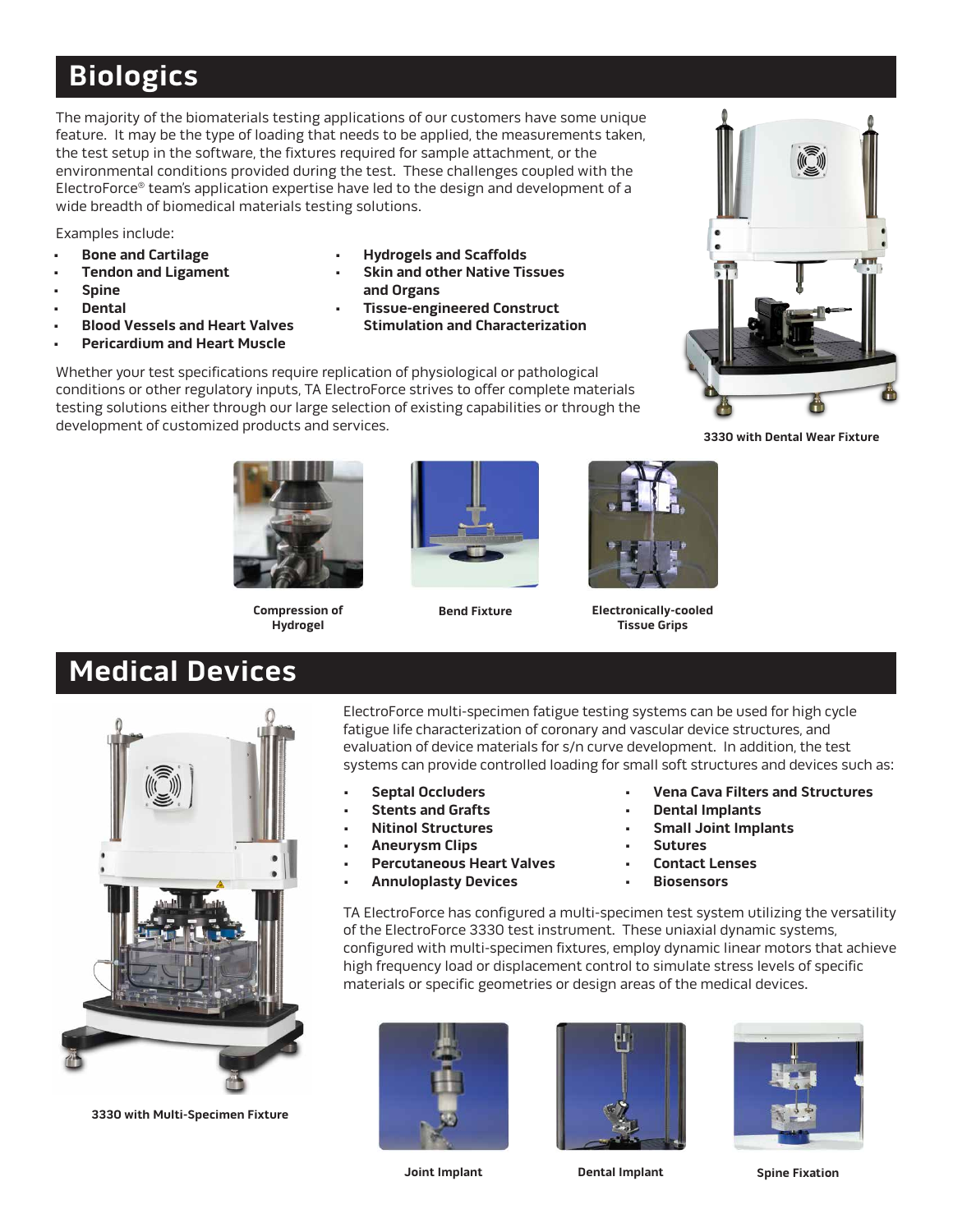## Biologics

The majority of the biomaterials testing applications of our customers have some unique feature. It may be the type of loading that needs to be applied, the measurements taken, the test setup in the software, the fixtures required for sample attachment, or the environmental conditions provided during the test. These challenges coupled with the ElectroForce® team's application expertise have led to the design and development of a wide breadth of biomedical materials testing solutions.

Examples include:

- **Bone and Cartilage**
- **Tendon and Ligament**
- **Spine**
- **Dental**
- **Blood Vessels and Heart Valves**
- **Pericardium and Heart Muscle**
- **Hydrogels and Scaffolds**
- **Skin and other Native Tissues and Organs**
- **Tissue-engineered Construct Stimulation and Characterization**

Whether your test specifications require replication of physiological or pathological conditions or other regulatory inputs, TA ElectroForce strives to offer complete materials testing solutions either through our large selection of existing capabilities or through the development of customized products and services.

**3330 with Dental Wear Fixture**

**Compression of Hydrogel**

**Bend Fixture**

**Electronically-cooled Tissue Grips**

## Medical Devices

**3330 with Multi-Specimen Fixture**

ElectroForce multi-specimen fatigue testing systems can be used for high cycle fatigue life characterization of coronary and vascular device structures, and evaluation of device materials for s/n curve development. In addition, the test systems can provide controlled loading for small soft structures and devices such as:

- **Septal Occluders**
- **Stents and Grafts**
- **Nitinol Structures**
- **Aneurysm Clips**
- **Percutaneous Heart Valves**
- **Annuloplasty Devices**
- **Vena Cava Filters and Structures**
- **Dental Implants**
- **Small Joint Implants**
- **Sutures**
- **Contact Lenses**
- **Biosensors**

TA ElectroForce has configured a multi-specimen test system utilizing the versatility of the ElectroForce 3330 test instrument. These uniaxial dynamic systems, configured with multi-specimen fixtures, employ dynamic linear motors that achieve high frequency load or displacement control to simulate stress levels of specific materials or specific geometries or design areas of the medical devices.

**Joint Implant**

**Dental Implant**

**Spine Fixation**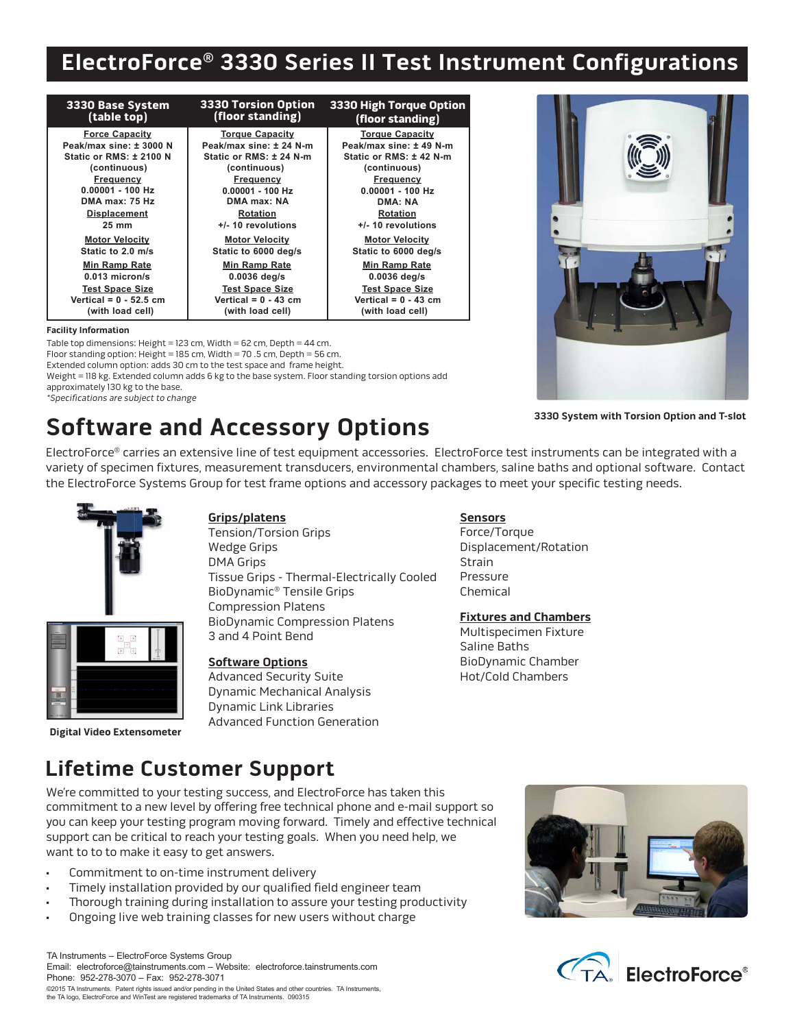# ElectroForce® 3330 Series II Test Instrument Configurations

| 3330 Base System (table top) | 3330 Torsion Option (floor standing) | 3330 High Torque Option (floor standing) |
|---|---|---|
| **Force Capacity** Peak/max sine: ± 3000 N Static or RMS: ± 2100 N (continuous) | **Torque Capacity** Peak/max sine: ± 24 N-m Static or RMS: ± 24 N-m (continuous) | **Torque Capacity** Peak/max sine: ± 49 N-m Static or RMS: ± 42 N-m (continuous) |
| **Frequency** 0.00001 - 100 Hz DMA max: 75 Hz | **Frequency** 0.00001 - 100 Hz DMA max: NA | **Frequency** 0.00001 - 100 Hz DMA: NA |
| **Displacement** 25 mm | **Rotation** +/- 10 revolutions | **Rotation** +/- 10 revolutions |
| **Motor Velocity** Static to 2.0 m/s | **Motor Velocity** Static to 6000 deg/s | **Motor Velocity** Static to 6000 deg/s |
| **Min Ramp Rate** 0.013 micron/s | **Min Ramp Rate** 0.0036 deg/s | **Min Ramp Rate** 0.0036 deg/s |
| **Test Space Size** Vertical = 0 - 52.5 cm (with load cell) | **Test Space Size** Vertical = 0 - 43 cm (with load cell) | **Test Space Size** Vertical = 0 - 43 cm (with load cell) |

**Facility Information**

Table top dimensions: Height = 123 cm, Width = 62 cm, Depth = 44 cm.
Floor standing option: Height = 185 cm, Width = 70 .5 cm, Depth = 56 cm.
Extended column option: adds 30 cm to the test space and frame height.
Weight = 118 kg. Extended column adds 6 kg to the base system. Floor standing torsion options add approximately 130 kg to the base.
*Specifications are subject to change*

3330 System with Torsion Option and T-slot

## Software and Accessory Options

ElectroForce® carries an extensive line of test equipment accessories. ElectroForce test instruments can be integrated with a variety of specimen fixtures, measurement transducers, environmental chambers, saline baths and optional software. Contact the ElectroForce Systems Group for test frame options and accessory packages to meet your specific testing needs.

Digital Video Extensometer

**Grips/platens**
- Tension/Torsion Grips
- Wedge Grips
- DMA Grips
- Tissue Grips - Thermal-Electrically Cooled
- BioDynamic® Tensile Grips
- Compression Platens
- BioDynamic Compression Platens
- 3 and 4 Point Bend

**Software Options**
- Advanced Security Suite
- Dynamic Mechanical Analysis
- Dynamic Link Libraries
- Advanced Function Generation

**Sensors**
- Force/Torque
- Displacement/Rotation
- Strain
- Pressure
- Chemical

**Fixtures and Chambers**
- Multispecimen Fixture
- Saline Baths
- BioDynamic Chamber
- Hot/Cold Chambers

## Lifetime Customer Support

We're committed to your testing success, and ElectroForce has taken this commitment to a new level by offering free technical phone and e-mail support so you can keep your testing program moving forward. Timely and effective technical support can be critical to reach your testing goals. When you need help, we want to to make it easy to get answers.

- Commitment to on-time instrument delivery
- Timely installation provided by our qualified field engineer team
- Thorough training during installation to assure your testing productivity
- Ongoing live web training classes for new users without charge

TA Instruments – ElectroForce Systems Group
Email: electroforce@tainstruments.com – Website: electroforce.tainstruments.com
Phone: 952-278-3070 – Fax: 952-278-3071
©2015 TA Instruments. Patent rights issued and/or pending in the United States and other countries. TA Instruments, the TA logo, ElectroForce and WinTest are registered trademarks of TA Instruments. 090315

TA ElectroForce®